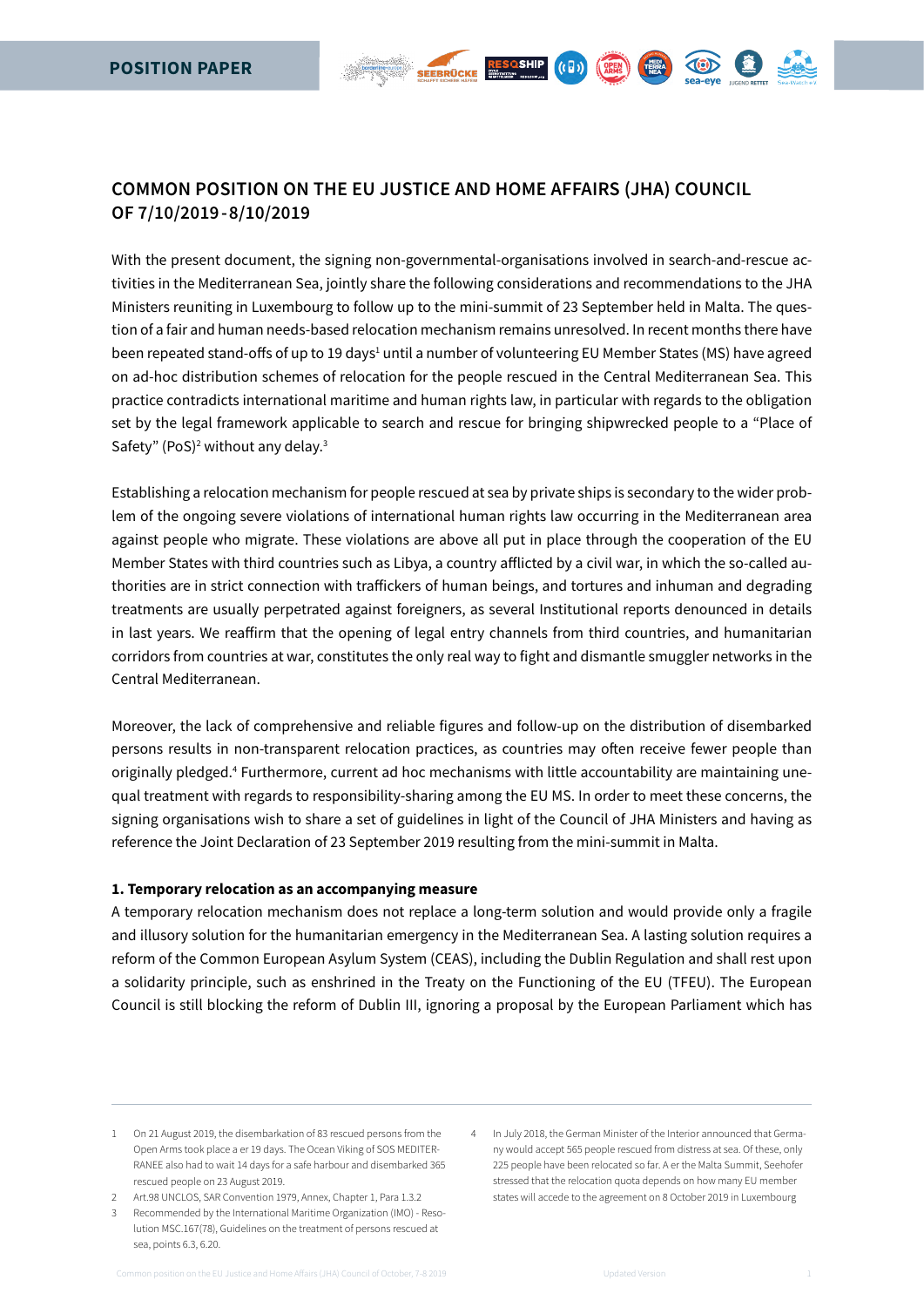POSITION PAPER

## COMMON POSITION ON THE EU JUSTICE AND HOME AFFAIRS (JHA) COUNCIL OF 7/10/2019 - 8/10/2019

With the present document, the signing non-governmental-organisations involved in search-and-rescue activities in the Mediterranean Sea, jointly share the following considerations and recommendations to the JHA Ministers reuniting in Luxembourg to follow up to the mini-summit of 23 September held in Malta. The question of a fair and human needs-based relocation mechanism remains unresolved. In recent months there have been repeated stand-offs of up to 19 days[1] until a number of volunteering EU Member States (MS) have agreed on ad-hoc distribution schemes of relocation for the people rescued in the Central Mediterranean Sea. This practice contradicts international maritime and human rights law, in particular with regards to the obligation set by the legal framework applicable to search and rescue for bringing shipwrecked people to a "Place of Safety" (PoS)[2] without any delay.[3]

Establishing a relocation mechanism for people rescued at sea by private ships is secondary to the wider problem of the ongoing severe violations of international human rights law occurring in the Mediterranean area against people who migrate. These violations are above all put in place through the cooperation of the EU Member States with third countries such as Libya, a country afflicted by a civil war, in which the so-called authorities are in strict connection with traffickers of human beings, and tortures and inhuman and degrading treatments are usually perpetrated against foreigners, as several Institutional reports denounced in details in last years. We reaffirm that the opening of legal entry channels from third countries, and humanitarian corridors from countries at war, constitutes the only real way to fight and dismantle smuggler networks in the Central Mediterranean.

Moreover, the lack of comprehensive and reliable figures and follow-up on the distribution of disembarked persons results in non-transparent relocation practices, as countries may often receive fewer people than originally pledged.[4] Furthermore, current ad hoc mechanisms with little accountability are maintaining unequal treatment with regards to responsibility-sharing among the EU MS. In order to meet these concerns, the signing organisations wish to share a set of guidelines in light of the Council of JHA Ministers and having as reference the Joint Declaration of 23 September 2019 resulting from the mini-summit in Malta.

**1. Temporary relocation as an accompanying measure**

A temporary relocation mechanism does not replace a long-term solution and would provide only a fragile and illusory solution for the humanitarian emergency in the Mediterranean Sea. A lasting solution requires a reform of the Common European Asylum System (CEAS), including the Dublin Regulation and shall rest upon a solidarity principle, such as enshrined in the Treaty on the Functioning of the EU (TFEU). The European Council is still blocking the reform of Dublin III, ignoring a proposal by the European Parliament which has

---

1 On 21 August 2019, the disembarkation of 83 rescued persons from the Open Arms took place a er 19 days. The Ocean Viking of SOS MEDITERRANEE also had to wait 14 days for a safe harbour and disembarked 365 rescued people on 23 August 2019.

2 Art.98 UNCLOS, SAR Convention 1979, Annex, Chapter 1, Para 1.3.2

3 Recommended by the International Maritime Organization (IMO) - Resolution MSC.167(78), Guidelines on the treatment of persons rescued at sea, points 6.3, 6.20.

4 In July 2018, the German Minister of the Interior announced that Germany would accept 565 people rescued from distress at sea. Of these, only 225 people have been relocated so far. A er the Malta Summit, Seehofer stressed that the relocation quota depends on how many EU member states will accede to the agreement on 8 October 2019 in Luxembourg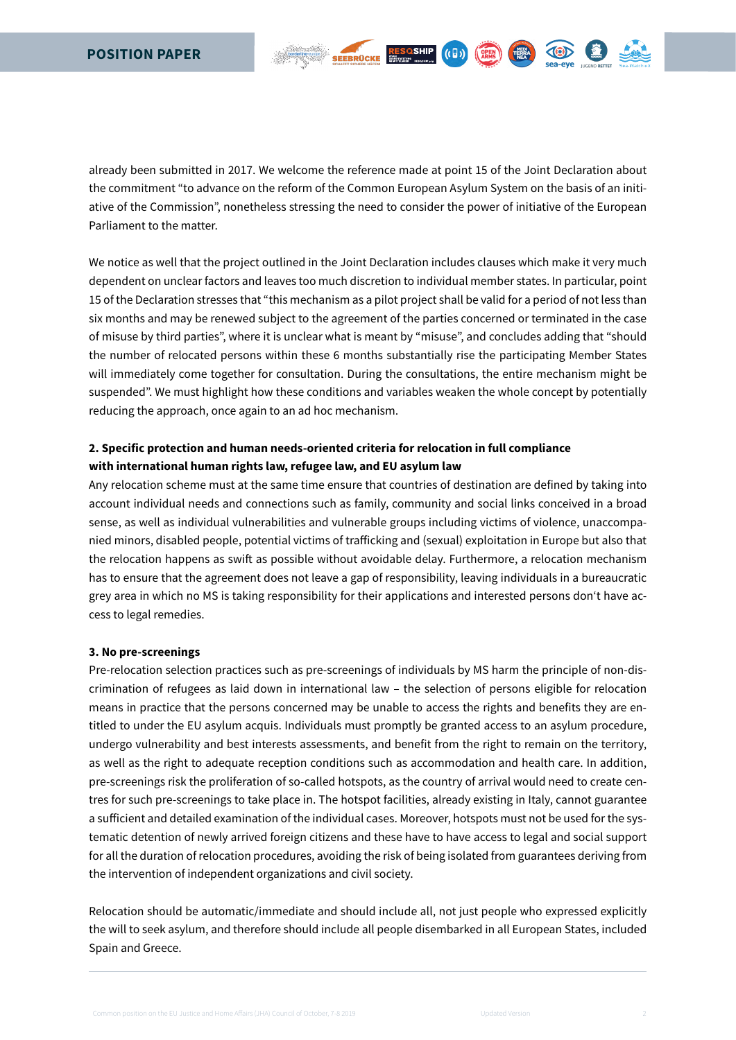already been submitted in 2017. We welcome the reference made at point 15 of the Joint Declaration about the commitment "to advance on the reform of the Common European Asylum System on the basis of an initiative of the Commission", nonetheless stressing the need to consider the power of initiative of the European Parliament to the matter.

We notice as well that the project outlined in the Joint Declaration includes clauses which make it very much dependent on unclear factors and leaves too much discretion to individual member states. In particular, point 15 of the Declaration stresses that "this mechanism as a pilot project shall be valid for a period of not less than six months and may be renewed subject to the agreement of the parties concerned or terminated in the case of misuse by third parties", where it is unclear what is meant by "misuse", and concludes adding that "should the number of relocated persons within these 6 months substantially rise the participating Member States will immediately come together for consultation. During the consultations, the entire mechanism might be suspended". We must highlight how these conditions and variables weaken the whole concept by potentially reducing the approach, once again to an ad hoc mechanism.

**2. Specific protection and human needs-oriented criteria for relocation in full compliance with international human rights law, refugee law, and EU asylum law**

Any relocation scheme must at the same time ensure that countries of destination are defined by taking into account individual needs and connections such as family, community and social links conceived in a broad sense, as well as individual vulnerabilities and vulnerable groups including victims of violence, unaccompanied minors, disabled people, potential victims of trafficking and (sexual) exploitation in Europe but also that the relocation happens as swift as possible without avoidable delay. Furthermore, a relocation mechanism has to ensure that the agreement does not leave a gap of responsibility, leaving individuals in a bureaucratic grey area in which no MS is taking responsibility for their applications and interested persons don't have access to legal remedies.

**3. No pre-screenings**

Pre-relocation selection practices such as pre-screenings of individuals by MS harm the principle of non-discrimination of refugees as laid down in international law – the selection of persons eligible for relocation means in practice that the persons concerned may be unable to access the rights and benefits they are entitled to under the EU asylum acquis. Individuals must promptly be granted access to an asylum procedure, undergo vulnerability and best interests assessments, and benefit from the right to remain on the territory, as well as the right to adequate reception conditions such as accommodation and health care. In addition, pre-screenings risk the proliferation of so-called hotspots, as the country of arrival would need to create centres for such pre-screenings to take place in. The hotspot facilities, already existing in Italy, cannot guarantee a sufficient and detailed examination of the individual cases. Moreover, hotspots must not be used for the systematic detention of newly arrived foreign citizens and these have to have access to legal and social support for all the duration of relocation procedures, avoiding the risk of being isolated from guarantees deriving from the intervention of independent organizations and civil society.

Relocation should be automatic/immediate and should include all, not just people who expressed explicitly the will to seek asylum, and therefore should include all people disembarked in all European States, included Spain and Greece.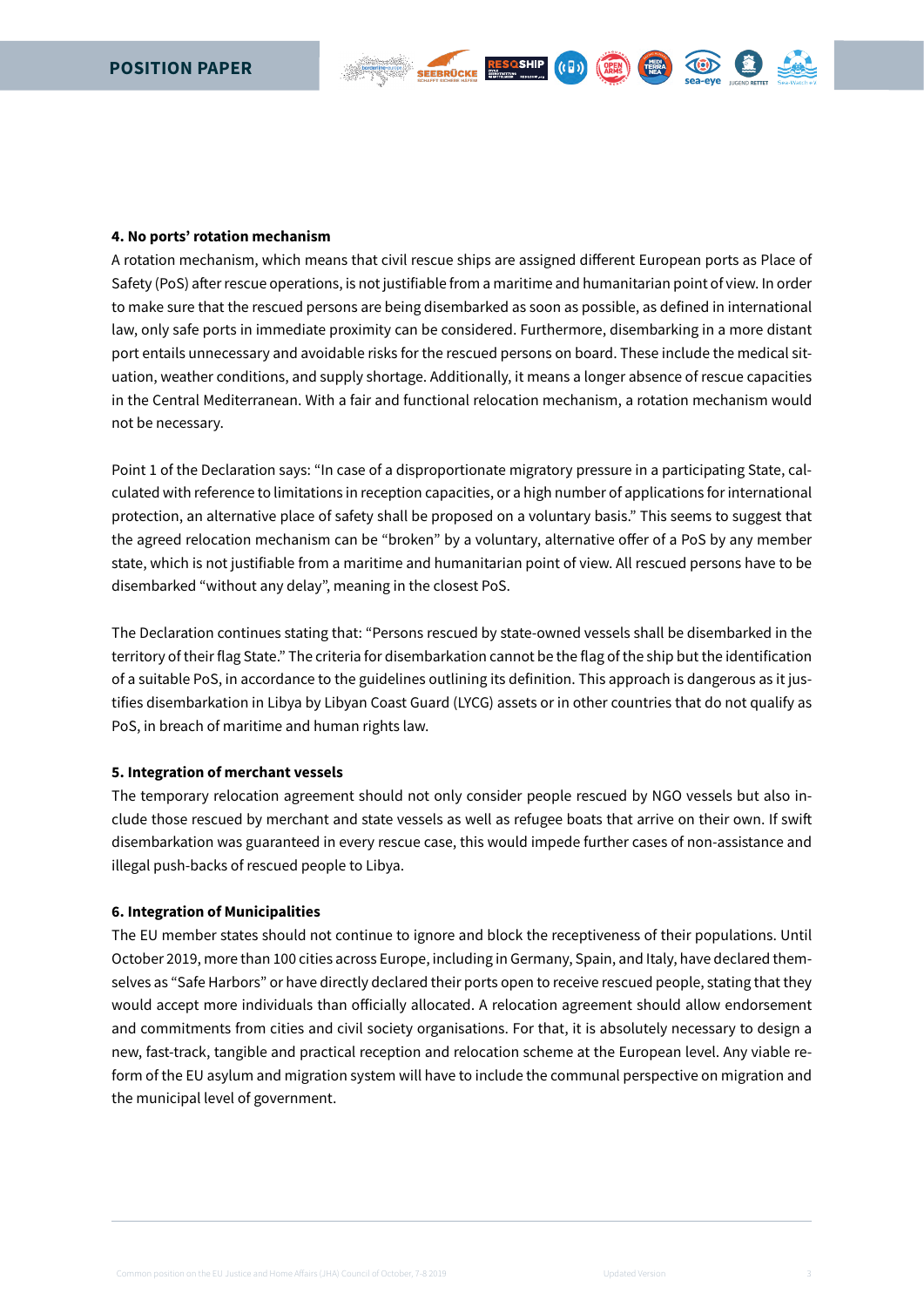**4. No ports' rotation mechanism**

A rotation mechanism, which means that civil rescue ships are assigned different European ports as Place of Safety (PoS) after rescue operations, is not justifiable from a maritime and humanitarian point of view. In order to make sure that the rescued persons are being disembarked as soon as possible, as defined in international law, only safe ports in immediate proximity can be considered. Furthermore, disembarking in a more distant port entails unnecessary and avoidable risks for the rescued persons on board. These include the medical situation, weather conditions, and supply shortage. Additionally, it means a longer absence of rescue capacities in the Central Mediterranean. With a fair and functional relocation mechanism, a rotation mechanism would not be necessary.

Point 1 of the Declaration says: "In case of a disproportionate migratory pressure in a participating State, calculated with reference to limitations in reception capacities, or a high number of applications for international protection, an alternative place of safety shall be proposed on a voluntary basis." This seems to suggest that the agreed relocation mechanism can be "broken" by a voluntary, alternative offer of a PoS by any member state, which is not justifiable from a maritime and humanitarian point of view. All rescued persons have to be disembarked "without any delay", meaning in the closest PoS.

The Declaration continues stating that: "Persons rescued by state-owned vessels shall be disembarked in the territory of their flag State." The criteria for disembarkation cannot be the flag of the ship but the identification of a suitable PoS, in accordance to the guidelines outlining its definition. This approach is dangerous as it justifies disembarkation in Libya by Libyan Coast Guard (LYCG) assets or in other countries that do not qualify as PoS, in breach of maritime and human rights law.

**5. Integration of merchant vessels**

The temporary relocation agreement should not only consider people rescued by NGO vessels but also include those rescued by merchant and state vessels as well as refugee boats that arrive on their own. If swift disembarkation was guaranteed in every rescue case, this would impede further cases of non-assistance and illegal push-backs of rescued people to Libya.

**6. Integration of Municipalities**

The EU member states should not continue to ignore and block the receptiveness of their populations. Until October 2019, more than 100 cities across Europe, including in Germany, Spain, and Italy, have declared themselves as "Safe Harbors" or have directly declared their ports open to receive rescued people, stating that they would accept more individuals than officially allocated. A relocation agreement should allow endorsement and commitments from cities and civil society organisations. For that, it is absolutely necessary to design a new, fast-track, tangible and practical reception and relocation scheme at the European level. Any viable reform of the EU asylum and migration system will have to include the communal perspective on migration and the municipal level of government.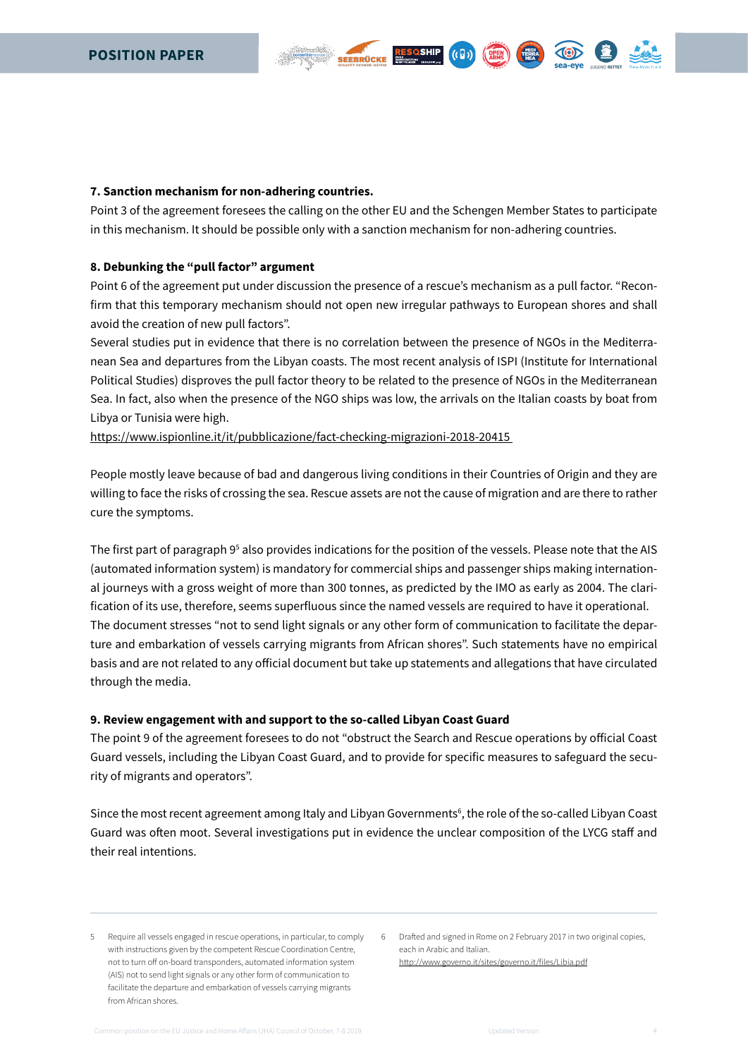**7. Sanction mechanism for non-adhering countries.**

Point 3 of the agreement foresees the calling on the other EU and the Schengen Member States to participate in this mechanism. It should be possible only with a sanction mechanism for non-adhering countries.

**8. Debunking the "pull factor" argument**

Point 6 of the agreement put under discussion the presence of a rescue's mechanism as a pull factor. "Reconfirm that this temporary mechanism should not open new irregular pathways to European shores and shall avoid the creation of new pull factors".

Several studies put in evidence that there is no correlation between the presence of NGOs in the Mediterranean Sea and departures from the Libyan coasts. The most recent analysis of ISPI (Institute for International Political Studies) disproves the pull factor theory to be related to the presence of NGOs in the Mediterranean Sea. In fact, also when the presence of the NGO ships was low, the arrivals on the Italian coasts by boat from Libya or Tunisia were high.

https://www.ispionline.it/it/pubblicazione/fact-checking-migrazioni-2018-20415

People mostly leave because of bad and dangerous living conditions in their Countries of Origin and they are willing to face the risks of crossing the sea. Rescue assets are not the cause of migration and are there to rather cure the symptoms.

The first part of paragraph 9[5] also provides indications for the position of the vessels. Please note that the AIS (automated information system) is mandatory for commercial ships and passenger ships making international journeys with a gross weight of more than 300 tonnes, as predicted by the IMO as early as 2004. The clarification of its use, therefore, seems superfluous since the named vessels are required to have it operational.

The document stresses "not to send light signals or any other form of communication to facilitate the departure and embarkation of vessels carrying migrants from African shores". Such statements have no empirical basis and are not related to any official document but take up statements and allegations that have circulated through the media.

**9. Review engagement with and support to the so-called Libyan Coast Guard**

The point 9 of the agreement foresees to do not "obstruct the Search and Rescue operations by official Coast Guard vessels, including the Libyan Coast Guard, and to provide for specific measures to safeguard the security of migrants and operators".

Since the most recent agreement among Italy and Libyan Governments[6], the role of the so-called Libyan Coast Guard was often moot. Several investigations put in evidence the unclear composition of the LYCG staff and their real intentions.

---

5 Require all vessels engaged in rescue operations, in particular, to comply with instructions given by the competent Rescue Coordination Centre, not to turn off on-board transponders, automated information system (AIS) not to send light signals or any other form of communication to facilitate the departure and embarkation of vessels carrying migrants from African shores.

6 Drafted and signed in Rome on 2 February 2017 in two original copies, each in Arabic and Italian. http://www.governo.it/sites/governo.it/files/Libia.pdf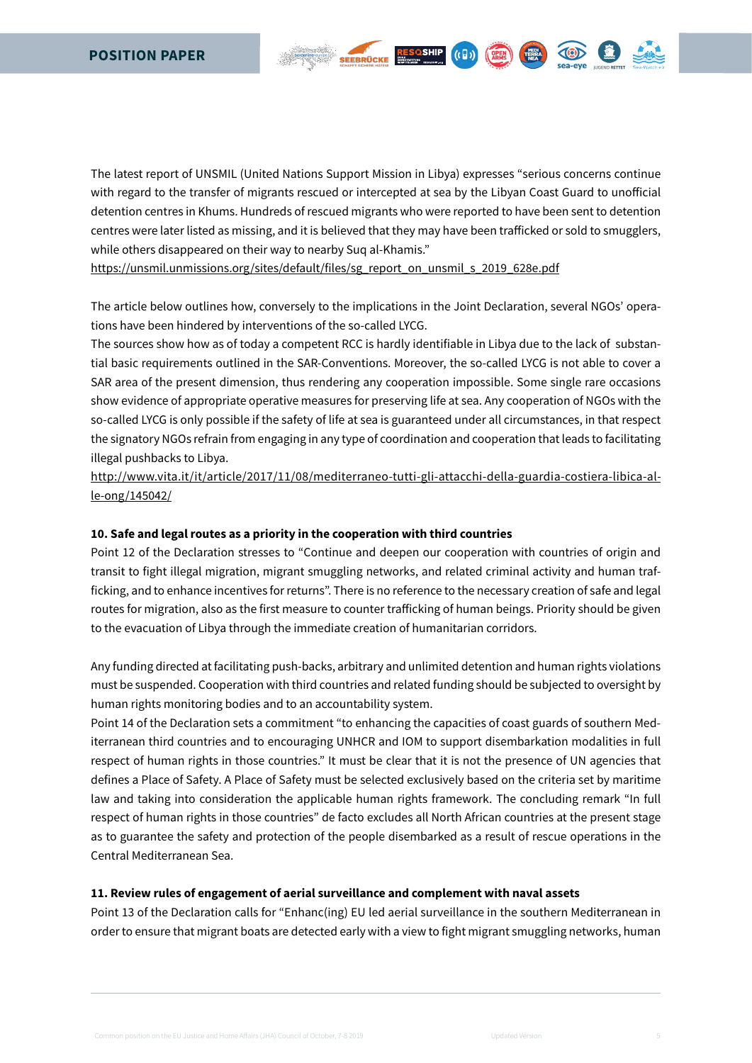The latest report of UNSMIL (United Nations Support Mission in Libya) expresses "serious concerns continue with regard to the transfer of migrants rescued or intercepted at sea by the Libyan Coast Guard to unofficial detention centres in Khums. Hundreds of rescued migrants who were reported to have been sent to detention centres were later listed as missing, and it is believed that they may have been trafficked or sold to smugglers, while others disappeared on their way to nearby Suq al-Khamis."
https://unsmil.unmissions.org/sites/default/files/sg_report_on_unsmil_s_2019_628e.pdf

The article below outlines how, conversely to the implications in the Joint Declaration, several NGOs' operations have been hindered by interventions of the so-called LYCG.
The sources show how as of today a competent RCC is hardly identifiable in Libya due to the lack of substantial basic requirements outlined in the SAR-Conventions. Moreover, the so-called LYCG is not able to cover a SAR area of the present dimension, thus rendering any cooperation impossible. Some single rare occasions show evidence of appropriate operative measures for preserving life at sea. Any cooperation of NGOs with the so-called LYCG is only possible if the safety of life at sea is guaranteed under all circumstances, in that respect the signatory NGOs refrain from engaging in any type of coordination and cooperation that leads to facilitating illegal pushbacks to Libya.
http://www.vita.it/it/article/2017/11/08/mediterraneo-tutti-gli-attacchi-della-guardia-costiera-libica-alle-ong/145042/

**10. Safe and legal routes as a priority in the cooperation with third countries**
Point 12 of the Declaration stresses to "Continue and deepen our cooperation with countries of origin and transit to fight illegal migration, migrant smuggling networks, and related criminal activity and human trafficking, and to enhance incentives for returns". There is no reference to the necessary creation of safe and legal routes for migration, also as the first measure to counter trafficking of human beings. Priority should be given to the evacuation of Libya through the immediate creation of humanitarian corridors.

Any funding directed at facilitating push-backs, arbitrary and unlimited detention and human rights violations must be suspended. Cooperation with third countries and related funding should be subjected to oversight by human rights monitoring bodies and to an accountability system.
Point 14 of the Declaration sets a commitment "to enhancing the capacities of coast guards of southern Mediterranean third countries and to encouraging UNHCR and IOM to support disembarkation modalities in full respect of human rights in those countries." It must be clear that it is not the presence of UN agencies that defines a Place of Safety. A Place of Safety must be selected exclusively based on the criteria set by maritime law and taking into consideration the applicable human rights framework. The concluding remark "In full respect of human rights in those countries" de facto excludes all North African countries at the present stage as to guarantee the safety and protection of the people disembarked as a result of rescue operations in the Central Mediterranean Sea.

**11. Review rules of engagement of aerial surveillance and complement with naval assets**
Point 13 of the Declaration calls for "Enhanc(ing) EU led aerial surveillance in the southern Mediterranean in order to ensure that migrant boats are detected early with a view to fight migrant smuggling networks, human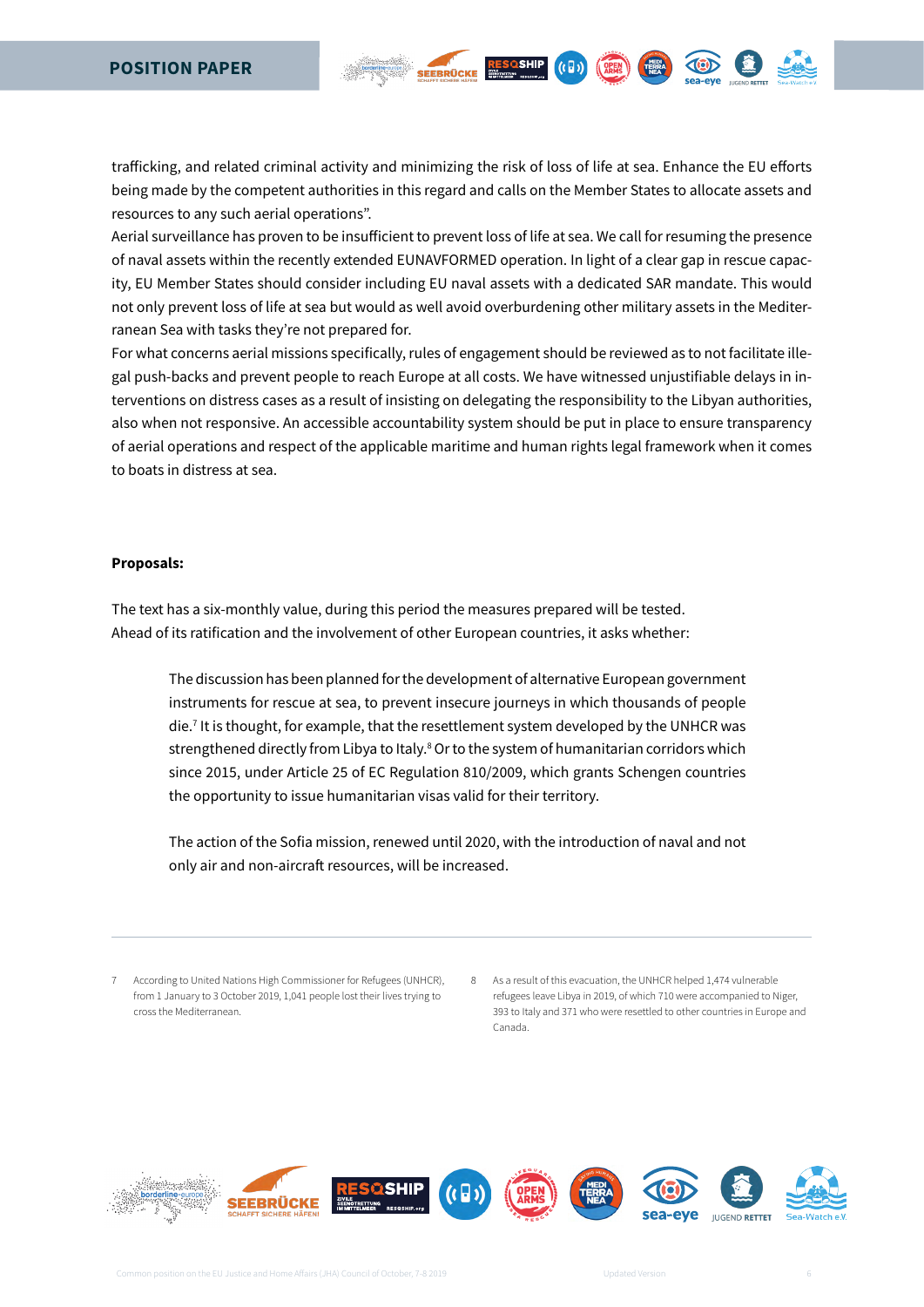trafficking, and related criminal activity and minimizing the risk of loss of life at sea. Enhance the EU efforts being made by the competent authorities in this regard and calls on the Member States to allocate assets and resources to any such aerial operations".

Aerial surveillance has proven to be insufficient to prevent loss of life at sea. We call for resuming the presence of naval assets within the recently extended EUNAVFORMED operation. In light of a clear gap in rescue capacity, EU Member States should consider including EU naval assets with a dedicated SAR mandate. This would not only prevent loss of life at sea but would as well avoid overburdening other military assets in the Mediterranean Sea with tasks they're not prepared for.

For what concerns aerial missions specifically, rules of engagement should be reviewed as to not facilitate illegal push-backs and prevent people to reach Europe at all costs. We have witnessed unjustifiable delays in interventions on distress cases as a result of insisting on delegating the responsibility to the Libyan authorities, also when not responsive. An accessible accountability system should be put in place to ensure transparency of aerial operations and respect of the applicable maritime and human rights legal framework when it comes to boats in distress at sea.

**Proposals:**

The text has a six-monthly value, during this period the measures prepared will be tested.
Ahead of its ratification and the involvement of other European countries, it asks whether:

> The discussion has been planned for the development of alternative European government instruments for rescue at sea, to prevent insecure journeys in which thousands of people die.[7] It is thought, for example, that the resettlement system developed by the UNHCR was strengthened directly from Libya to Italy.[8] Or to the system of humanitarian corridors which since 2015, under Article 25 of EC Regulation 810/2009, which grants Schengen countries the opportunity to issue humanitarian visas valid for their territory.
>
> The action of the Sofia mission, renewed until 2020, with the introduction of naval and not only air and non-aircraft resources, will be increased.

---

7 According to United Nations High Commissioner for Refugees (UNHCR), from 1 January to 3 October 2019, 1,041 people lost their lives trying to cross the Mediterranean.

8 As a result of this evacuation, the UNHCR helped 1,474 vulnerable refugees leave Libya in 2019, of which 710 were accompanied to Niger, 393 to Italy and 371 who were resettled to other countries in Europe and Canada.